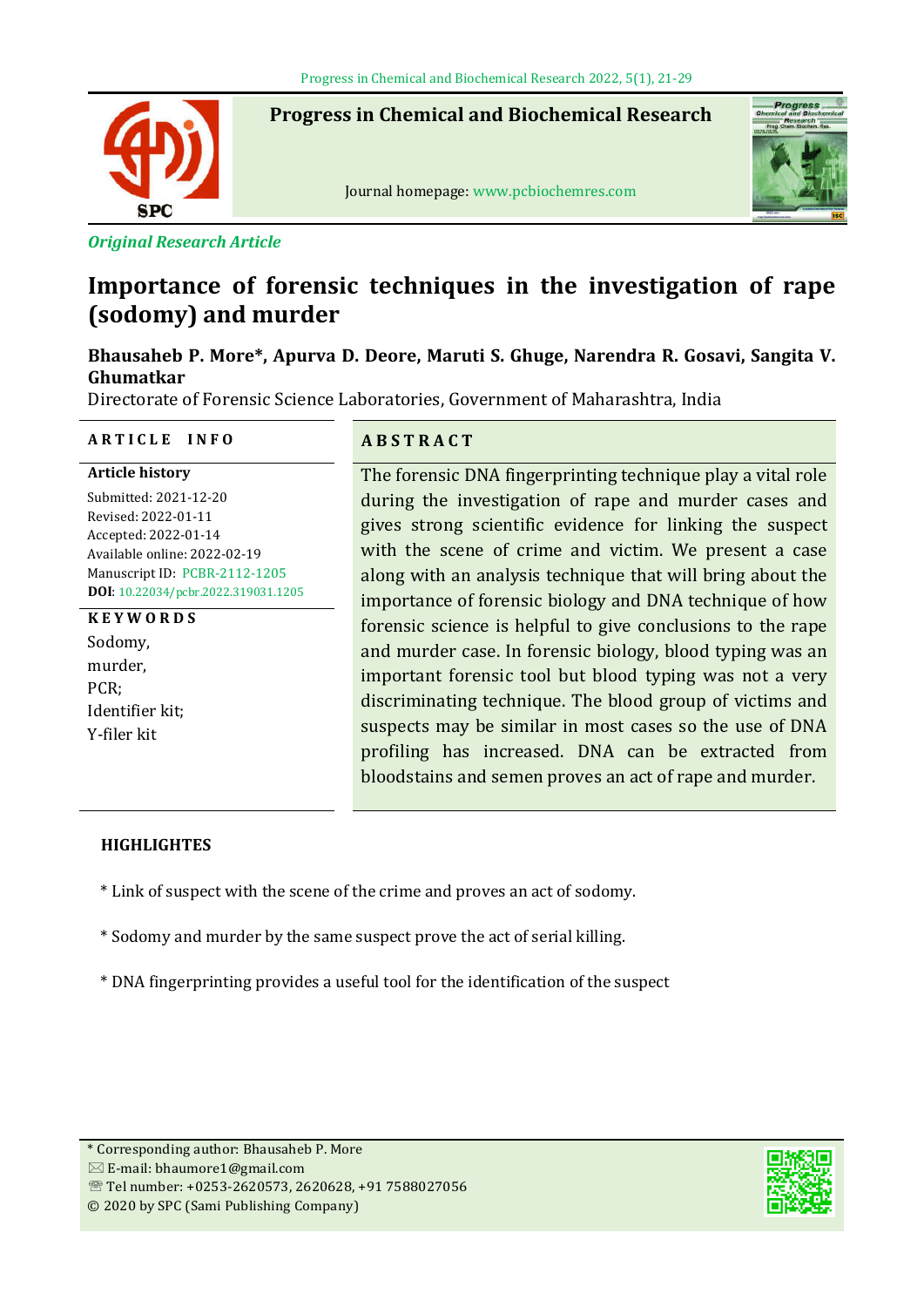*Original Research Article*

# Importance of forensic techniques in the investigation of rape (sodomy) and murder

**Bhausaheb P. More*, Apurva D. Deore, Maruti S. Ghuge, Narendra R. Gosavi, Sangita V. Ghumatkar**

Directorate of Forensic Science Laboratories, Government of Maharashtra, India

**ARTICLE INFO**

**Article history**

Submitted: 2021-12-20
Revised: 2022-01-11
Accepted: 2022-01-14
Available online: 2022-02-19
Manuscript ID: PCBR-2112-1205
**DOI**: 10.22034/pcbr.2022.319031.1205

**KEYWORDS**

Sodomy,
murder,
PCR;
Identifier kit;
Y-filer kit

**ABSTRACT**

The forensic DNA fingerprinting technique play a vital role during the investigation of rape and murder cases and gives strong scientific evidence for linking the suspect with the scene of crime and victim. We present a case along with an analysis technique that will bring about the importance of forensic biology and DNA technique of how forensic science is helpful to give conclusions to the rape and murder case. In forensic biology, blood typing was an important forensic tool but blood typing was not a very discriminating technique. The blood group of victims and suspects may be similar in most cases so the use of DNA profiling has increased. DNA can be extracted from bloodstains and semen proves an act of rape and murder.

**HIGHLIGHTES**

* Link of suspect with the scene of the crime and proves an act of sodomy.

* Sodomy and murder by the same suspect prove the act of serial killing.

* DNA fingerprinting provides a useful tool for the identification of the suspect

\* Corresponding author: Bhausaheb P. More
E-mail: bhaumore1@gmail.com
Tel number: +0253-2620573, 2620628, +91 7588027056
© 2020 by SPC (Sami Publishing Company)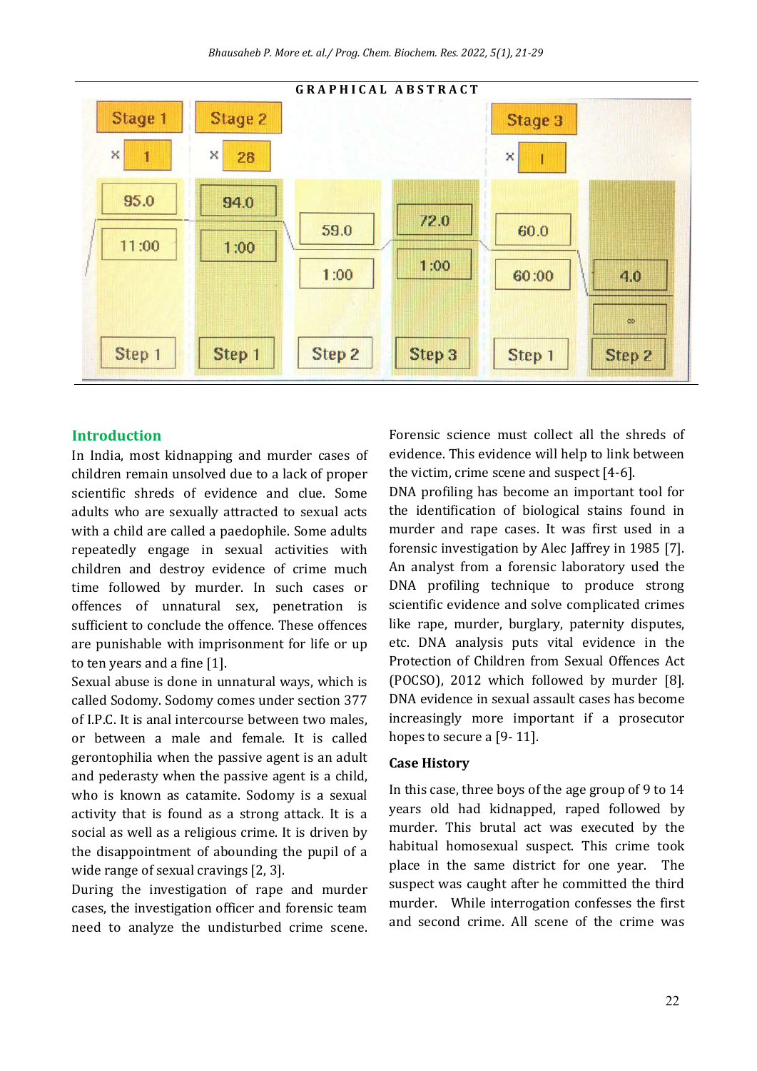## GRAPHICAL ABSTRACT

## Introduction

In India, most kidnapping and murder cases of children remain unsolved due to a lack of proper scientific shreds of evidence and clue. Some adults who are sexually attracted to sexual acts with a child are called a paedophile. Some adults repeatedly engage in sexual activities with children and destroy evidence of crime much time followed by murder. In such cases or offences of unnatural sex, penetration is sufficient to conclude the offence. These offences are punishable with imprisonment for life or up to ten years and a fine [1].

Sexual abuse is done in unnatural ways, which is called Sodomy. Sodomy comes under section 377 of I.P.C. It is anal intercourse between two males, or between a male and female. It is called gerontophilia when the passive agent is an adult and pederasty when the passive agent is a child, who is known as catamite. Sodomy is a sexual activity that is found as a strong attack. It is a social as well as a religious crime. It is driven by the disappointment of abounding the pupil of a wide range of sexual cravings [2, 3].

During the investigation of rape and murder cases, the investigation officer and forensic team need to analyze the undisturbed crime scene. Forensic science must collect all the shreds of evidence. This evidence will help to link between the victim, crime scene and suspect [4-6].

DNA profiling has become an important tool for the identification of biological stains found in murder and rape cases. It was first used in a forensic investigation by Alec Jaffrey in 1985 [7]. An analyst from a forensic laboratory used the DNA profiling technique to produce strong scientific evidence and solve complicated crimes like rape, murder, burglary, paternity disputes, etc. DNA analysis puts vital evidence in the Protection of Children from Sexual Offences Act (POCSO), 2012 which followed by murder [8]. DNA evidence in sexual assault cases has become increasingly more important if a prosecutor hopes to secure a [9- 11].

### Case History

In this case, three boys of the age group of 9 to 14 years old had kidnapped, raped followed by murder. This brutal act was executed by the habitual homosexual suspect. This crime took place in the same district for one year. The suspect was caught after he committed the third murder. While interrogation confesses the first and second crime. All scene of the crime was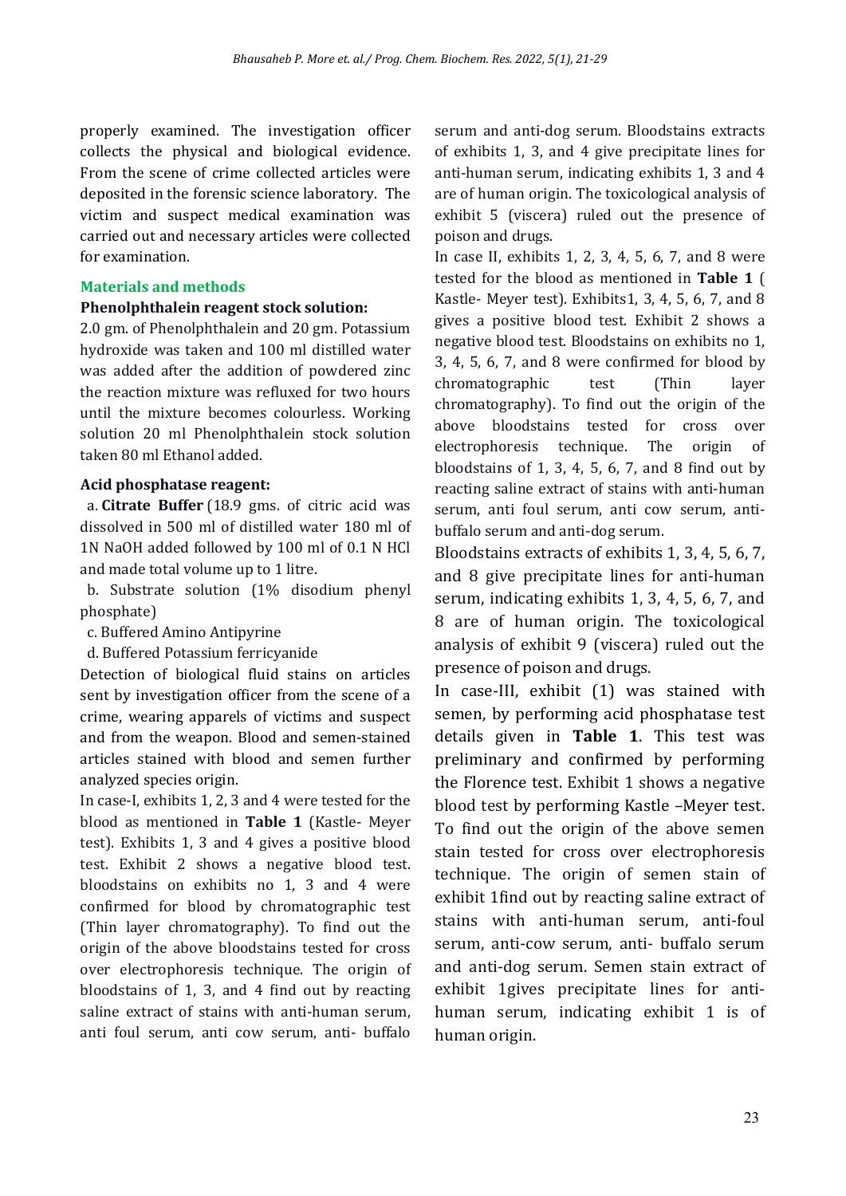properly examined. The investigation officer collects the physical and biological evidence. From the scene of crime collected articles were deposited in the forensic science laboratory. The victim and suspect medical examination was carried out and necessary articles were collected for examination.

## Materials and methods

### Phenolphthalein reagent stock solution:

2.0 gm. of Phenolphthalein and 20 gm. Potassium hydroxide was taken and 100 ml distilled water was added after the addition of powdered zinc the reaction mixture was refluxed for two hours until the mixture becomes colourless. Working solution 20 ml Phenolphthalein stock solution taken 80 ml Ethanol added.

### Acid phosphatase reagent:

a. **Citrate Buffer** (18.9 gms. of citric acid was dissolved in 500 ml of distilled water 180 ml of 1N NaOH added followed by 100 ml of 0.1 N HCl and made total volume up to 1 litre.

b. Substrate solution (1% disodium phenyl phosphate)

c. Buffered Amino Antipyrine

d. Buffered Potassium ferricyanide

Detection of biological fluid stains on articles sent by investigation officer from the scene of a crime, wearing apparels of victims and suspect and from the weapon. Blood and semen-stained articles stained with blood and semen further analyzed species origin.

In case-I, exhibits 1, 2, 3 and 4 were tested for the blood as mentioned in **Table 1** (Kastle- Meyer test). Exhibits 1, 3 and 4 gives a positive blood test. Exhibit 2 shows a negative blood test. bloodstains on exhibits no 1, 3 and 4 were confirmed for blood by chromatographic test (Thin layer chromatography). To find out the origin of the above bloodstains tested for cross over electrophoresis technique. The origin of bloodstains of 1, 3, and 4 find out by reacting saline extract of stains with anti-human serum, anti foul serum, anti cow serum, anti- buffalo serum and anti-dog serum. Bloodstains extracts of exhibits 1, 3, and 4 give precipitate lines for anti-human serum, indicating exhibits 1, 3 and 4 are of human origin. The toxicological analysis of exhibit 5 (viscera) ruled out the presence of poison and drugs.

In case II, exhibits 1, 2, 3, 4, 5, 6, 7, and 8 were tested for the blood as mentioned in **Table 1** ( Kastle- Meyer test). Exhibits1, 3, 4, 5, 6, 7, and 8 gives a positive blood test. Exhibit 2 shows a negative blood test. Bloodstains on exhibits no 1, 3, 4, 5, 6, 7, and 8 were confirmed for blood by chromatographic test (Thin layer chromatography). To find out the origin of the above bloodstains tested for cross over electrophoresis technique. The origin of bloodstains of 1, 3, 4, 5, 6, 7, and 8 find out by reacting saline extract of stains with anti-human serum, anti foul serum, anti cow serum, anti-buffalo serum and anti-dog serum.

Bloodstains extracts of exhibits 1, 3, 4, 5, 6, 7, and 8 give precipitate lines for anti-human serum, indicating exhibits 1, 3, 4, 5, 6, 7, and 8 are of human origin. The toxicological analysis of exhibit 9 (viscera) ruled out the presence of poison and drugs.

In case-III, exhibit (1) was stained with semen, by performing acid phosphatase test details given in **Table 1**. This test was preliminary and confirmed by performing the Florence test. Exhibit 1 shows a negative blood test by performing Kastle –Meyer test. To find out the origin of the above semen stain tested for cross over electrophoresis technique. The origin of semen stain of exhibit 1find out by reacting saline extract of stains with anti-human serum, anti-foul serum, anti-cow serum, anti- buffalo serum and anti-dog serum. Semen stain extract of exhibit 1gives precipitate lines for anti-human serum, indicating exhibit 1 is of human origin.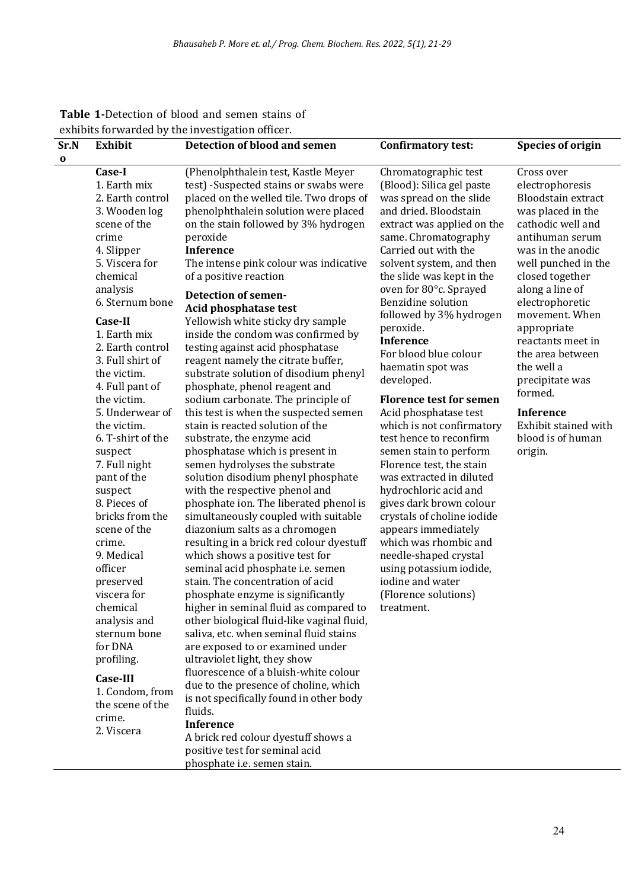**Table 1-**Detection of blood and semen stains of exhibits forwarded by the investigation officer.

| Sr.No | Exhibit | Detection of blood and semen | Confirmatory test: | Species of origin |
|---|---|---|---|---|
| | **Case-I**<br>1. Earth mix<br>2. Earth control<br>3. Wooden log scene of the crime<br>4. Slipper<br>5. Viscera for chemical analysis<br>6. Sternum bone<br>**Case-II**<br>1. Earth mix<br>2. Earth control<br>3. Full shirt of the victim.<br>4. Full pant of the victim.<br>5. Underwear of the victim.<br>6. T-shirt of the suspect<br>7. Full night pant of the suspect<br>8. Pieces of bricks from the scene of the crime.<br>9. Medical officer preserved viscera for chemical analysis and sternum bone for DNA profiling.<br>**Case-III**<br>1. Condom, from the scene of the crime.<br>2. Viscera | (Phenolphthalein test, Kastle Meyer test) -Suspected stains or swabs were placed on the welled tile. Two drops of phenolphthalein solution were placed on the stain followed by 3% hydrogen peroxide<br>**Inference**<br>The intense pink colour was indicative of a positive reaction<br>**Detection of semen-Acid phosphatase test**<br>Yellowish white sticky dry sample inside the condom was confirmed by testing against acid phosphatase reagent namely the citrate buffer, substrate solution of disodium phenyl phosphate, phenol reagent and sodium carbonate. The principle of this test is when the suspected semen stain is reacted solution of the substrate, the enzyme acid phosphatase which is present in semen hydrolyses the substrate solution disodium phenyl phosphate with the respective phenol and phosphate ion. The liberated phenol is simultaneously coupled with suitable diazonium salts as a chromogen resulting in a brick red colour dyestuff which shows a positive test for seminal acid phosphate i.e. semen stain. The concentration of acid phosphate enzyme is significantly higher in seminal fluid as compared to other biological fluid-like vaginal fluid, saliva, etc. when seminal fluid stains are exposed to or examined under ultraviolet light, they show fluorescence of a bluish-white colour due to the presence of choline, which is not specifically found in other body fluids.<br>**Inference**<br>A brick red colour dyestuff shows a positive test for seminal acid phosphatase i.e. semen stain. | Chromatographic test (Blood): Silica gel paste was spread on the slide and dried. Bloodstain extract was applied on the same. Chromatography Carried out with the solvent system, and then the slide was kept in the oven for 80°c. Sprayed Benzidine solution followed by 3% hydrogen peroxide.<br>**Inference**<br>For blood blue colour haematin spot was developed.<br>**Florence test for semen**<br>Acid phosphatase test which is not confirmatory test hence to reconfirm semen stain to perform Florence test, the stain was extracted in diluted hydrochloric acid and gives dark brown colour crystals of choline iodide appears immediately which was rhombic and needle-shaped crystal using potassium iodide, iodine and water (Florence solutions) treatment. | Cross over electrophoresis Bloodstain extract was placed in the cathodic well and antihuman serum was in the anodic well punched in the closed together along a line of electrophoretic movement. When appropriate reactants meet in the area between the well a precipitate was formed.<br>**Inference**<br>Exhibit stained with blood is of human origin. |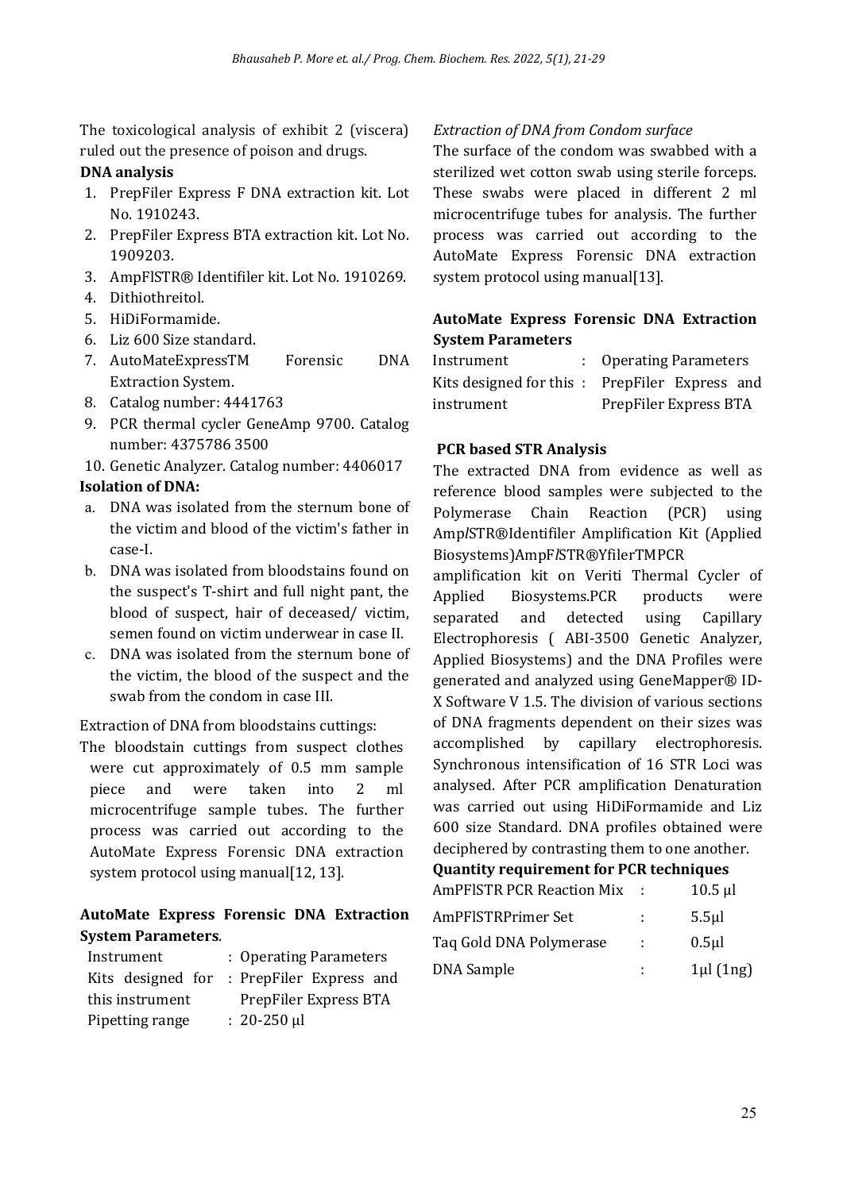The toxicological analysis of exhibit 2 (viscera) ruled out the presence of poison and drugs.

**DNA analysis**

1. PrepFiler Express F DNA extraction kit. Lot No. 1910243.
2. PrepFiler Express BTA extraction kit. Lot No. 1909203.
3. AmpFlSTR® Identifiler kit. Lot No. 1910269.
4. Dithiothreitol.
5. HiDiFormamide.
6. Liz 600 Size standard.
7. AutoMateExpressTM Forensic DNA Extraction System.
8. Catalog number: 4441763
9. PCR thermal cycler GeneAmp 9700. Catalog number: 4375786 3500
10. Genetic Analyzer. Catalog number: 4406017

**Isolation of DNA:**

a. DNA was isolated from the sternum bone of the victim and blood of the victim's father in case-I.
b. DNA was isolated from bloodstains found on the suspect's T-shirt and full night pant, the blood of suspect, hair of deceased/ victim, semen found on victim underwear in case II.
c. DNA was isolated from the sternum bone of the victim, the blood of the suspect and the swab from the condom in case III.

Extraction of DNA from bloodstains cuttings:

The bloodstain cuttings from suspect clothes were cut approximately of 0.5 mm sample piece and were taken into 2 ml microcentrifuge sample tubes. The further process was carried out according to the AutoMate Express Forensic DNA extraction system protocol using manual[12, 13].

**AutoMate Express Forensic DNA Extraction System Parameters**.

| Instrument | : Operating Parameters |
|---|---|
| Kits designed for this instrument | : PrepFiler Express and PrepFiler Express BTA |
| Pipetting range | : 20-250 µl |

*Extraction of DNA from Condom surface*

The surface of the condom was swabbed with a sterilized wet cotton swab using sterile forceps. These swabs were placed in different 2 ml microcentrifuge tubes for analysis. The further process was carried out according to the AutoMate Express Forensic DNA extraction system protocol using manual[13].

**AutoMate Express Forensic DNA Extraction System Parameters**

| Instrument | : Operating Parameters |
|---|---|
| Kits designed for this instrument | : PrepFiler Express and PrepFiler Express BTA |

**PCR based STR Analysis**

The extracted DNA from evidence as well as reference blood samples were subjected to the Polymerase Chain Reaction (PCR) using Amp*l*STR®Identifiler Amplification Kit (Applied Biosystems)AmpF*l*STR®YfilerTMPCR amplification kit on Veriti Thermal Cycler of Applied Biosystems.PCR products were separated and detected using Capillary Electrophoresis ( ABI-3500 Genetic Analyzer, Applied Biosystems) and the DNA Profiles were generated and analyzed using GeneMapper® ID-X Software V 1.5. The division of various sections of DNA fragments dependent on their sizes was accomplished by capillary electrophoresis. Synchronous intensification of 16 STR Loci was analysed. After PCR amplification Denaturation was carried out using HiDiFormamide and Liz 600 size Standard. DNA profiles obtained were deciphered by contrasting them to one another.

**Quantity requirement for PCR techniques**

| AmPFlSTR PCR Reaction Mix | : | 10.5 µl |
|---|---|---|
| AmPFlSTRPrimer Set | : | 5.5µl |
| Taq Gold DNA Polymerase | : | 0.5µl |
| DNA Sample | : | 1µl (1ng) |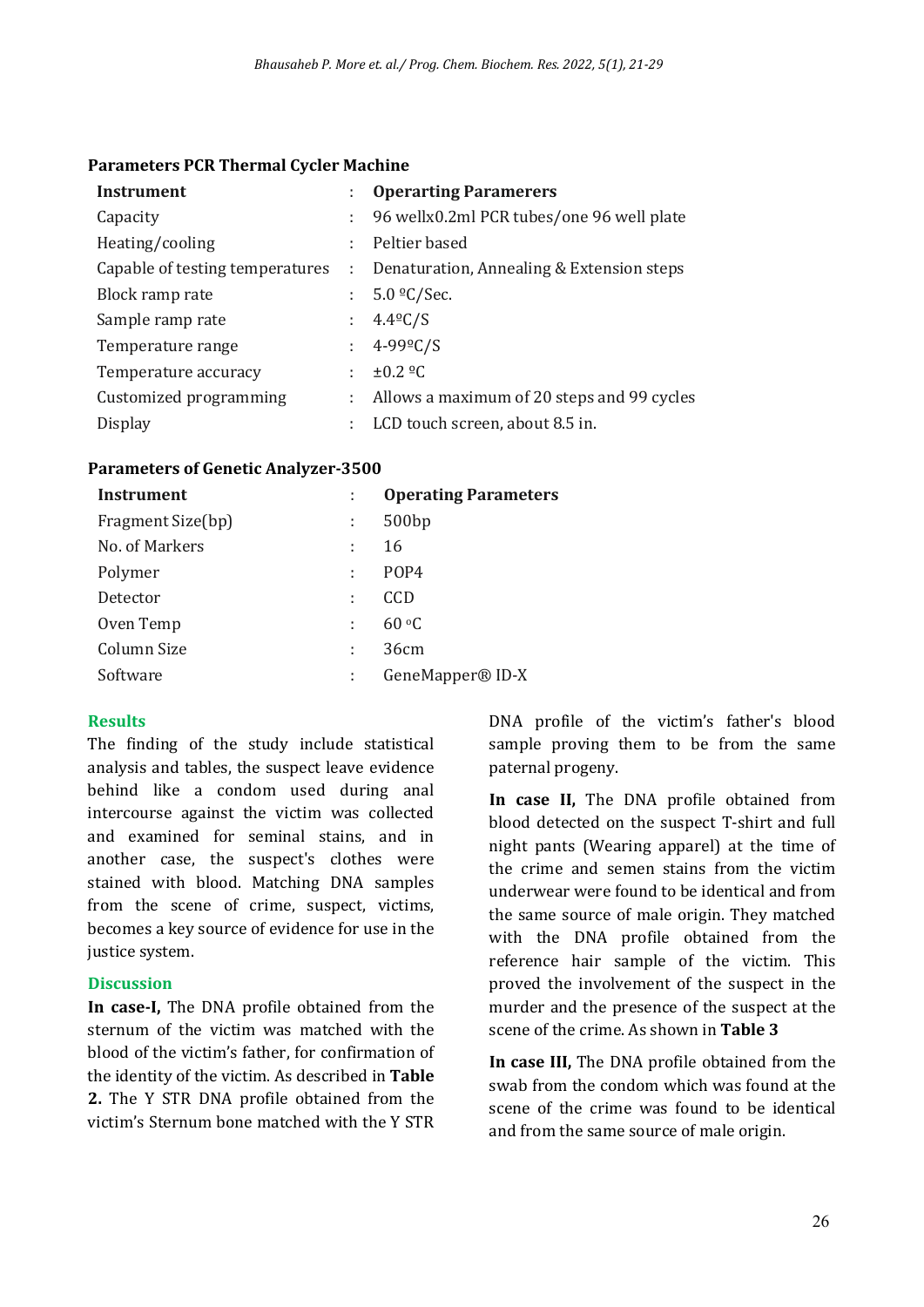**Parameters PCR Thermal Cycler Machine**

| Instrument | : | Operarting Paramerers |
|---|---|---|
| Capacity | : | 96 wellx0.2ml PCR tubes/one 96 well plate |
| Heating/cooling | : | Peltier based |
| Capable of testing temperatures | : | Denaturation, Annealing & Extension steps |
| Block ramp rate | : | 5.0 ºC/Sec. |
| Sample ramp rate | : | 4.4ºC/S |
| Temperature range | : | 4-99ºC/S |
| Temperature accuracy | : | ±0.2 ºC |
| Customized programming | : | Allows a maximum of 20 steps and 99 cycles |
| Display | : | LCD touch screen, about 8.5 in. |

**Parameters of Genetic Analyzer-3500**

| Instrument | : | Operating Parameters |
|---|---|---|
| Fragment Size(bp) | : | 500bp |
| No. of Markers | : | 16 |
| Polymer | : | POP4 |
| Detector | : | CCD |
| Oven Temp | : | 60 ºC |
| Column Size | : | 36cm |
| Software | : | GeneMapper® ID-X |

## Results

The finding of the study include statistical analysis and tables, the suspect leave evidence behind like a condom used during anal intercourse against the victim was collected and examined for seminal stains, and in another case, the suspect's clothes were stained with blood. Matching DNA samples from the scene of crime, suspect, victims, becomes a key source of evidence for use in the justice system.

## Discussion

**In case-I,** The DNA profile obtained from the sternum of the victim was matched with the blood of the victim's father, for confirmation of the identity of the victim. As described in **Table 2.** The Y STR DNA profile obtained from the victim's Sternum bone matched with the Y STR DNA profile of the victim's father's blood sample proving them to be from the same paternal progeny.

**In case II,** The DNA profile obtained from blood detected on the suspect T-shirt and full night pants (Wearing apparel) at the time of the crime and semen stains from the victim underwear were found to be identical and from the same source of male origin. They matched with the DNA profile obtained from the reference hair sample of the victim. This proved the involvement of the suspect in the murder and the presence of the suspect at the scene of the crime. As shown in **Table 3**

**In case III,** The DNA profile obtained from the swab from the condom which was found at the scene of the crime was found to be identical and from the same source of male origin.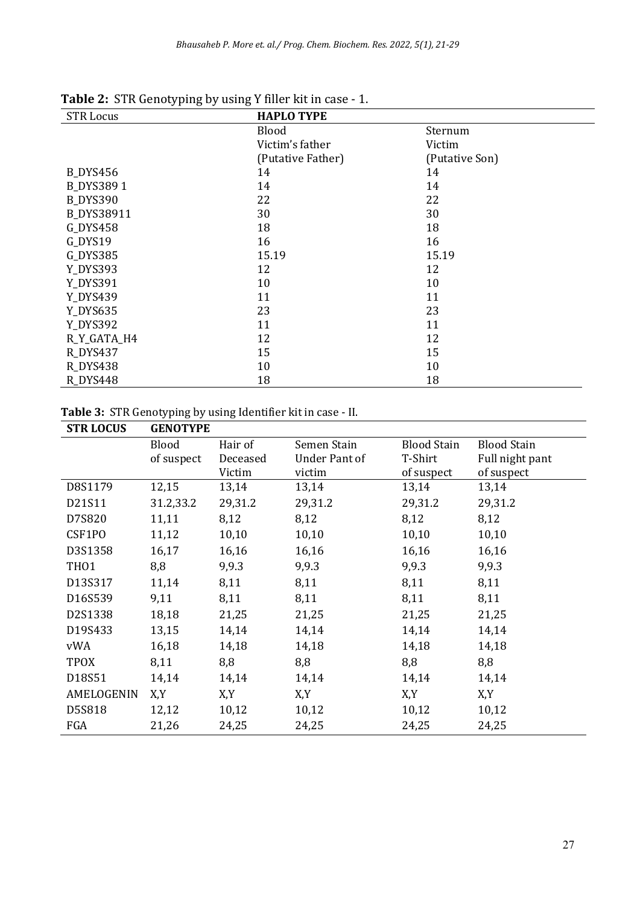**Table 2:** STR Genotyping by using Y filler kit in case - 1.

| STR Locus | **HAPLO TYPE** | |
|---|---|---|
| | Blood Victim's father (Putative Father) | Sternum Victim (Putative Son) |
| B_DYS456 | 14 | 14 |
| B_DYS389 1 | 14 | 14 |
| B_DYS390 | 22 | 22 |
| B_DYS38911 | 30 | 30 |
| G_DYS458 | 18 | 18 |
| G_DYS19 | 16 | 16 |
| G_DYS385 | 15.19 | 15.19 |
| Y_DYS393 | 12 | 12 |
| Y_DYS391 | 10 | 10 |
| Y_DYS439 | 11 | 11 |
| Y_DYS635 | 23 | 23 |
| Y_DYS392 | 11 | 11 |
| R_Y_GATA_H4 | 12 | 12 |
| R_DYS437 | 15 | 15 |
| R_DYS438 | 10 | 10 |
| R_DYS448 | 18 | 18 |

**Table 3:** STR Genotyping by using Identifier kit in case - II.

| **STR LOCUS** | **GENOTYPE** | | | | |
|---|---|---|---|---|---|
| | Blood of suspect | Hair of Deceased Victim | Semen Stain Under Pant of victim | Blood Stain T-Shirt of suspect | Blood Stain Full night pant of suspect |
| D8S1179 | 12,15 | 13,14 | 13,14 | 13,14 | 13,14 |
| D21S11 | 31.2,33.2 | 29,31.2 | 29,31.2 | 29,31.2 | 29,31.2 |
| D7S820 | 11,11 | 8,12 | 8,12 | 8,12 | 8,12 |
| CSF1PO | 11,12 | 10,10 | 10,10 | 10,10 | 10,10 |
| D3S1358 | 16,17 | 16,16 | 16,16 | 16,16 | 16,16 |
| THO1 | 8,8 | 9,9.3 | 9,9.3 | 9,9.3 | 9,9.3 |
| D13S317 | 11,14 | 8,11 | 8,11 | 8,11 | 8,11 |
| D16S539 | 9,11 | 8,11 | 8,11 | 8,11 | 8,11 |
| D2S1338 | 18,18 | 21,25 | 21,25 | 21,25 | 21,25 |
| D19S433 | 13,15 | 14,14 | 14,14 | 14,14 | 14,14 |
| vWA | 16,18 | 14,18 | 14,18 | 14,18 | 14,18 |
| TPOX | 8,11 | 8,8 | 8,8 | 8,8 | 8,8 |
| D18S51 | 14,14 | 14,14 | 14,14 | 14,14 | 14,14 |
| AMELOGENIN | X,Y | X,Y | X,Y | X,Y | X,Y |
| D5S818 | 12,12 | 10,12 | 10,12 | 10,12 | 10,12 |
| FGA | 21,26 | 24,25 | 24,25 | 24,25 | 24,25 |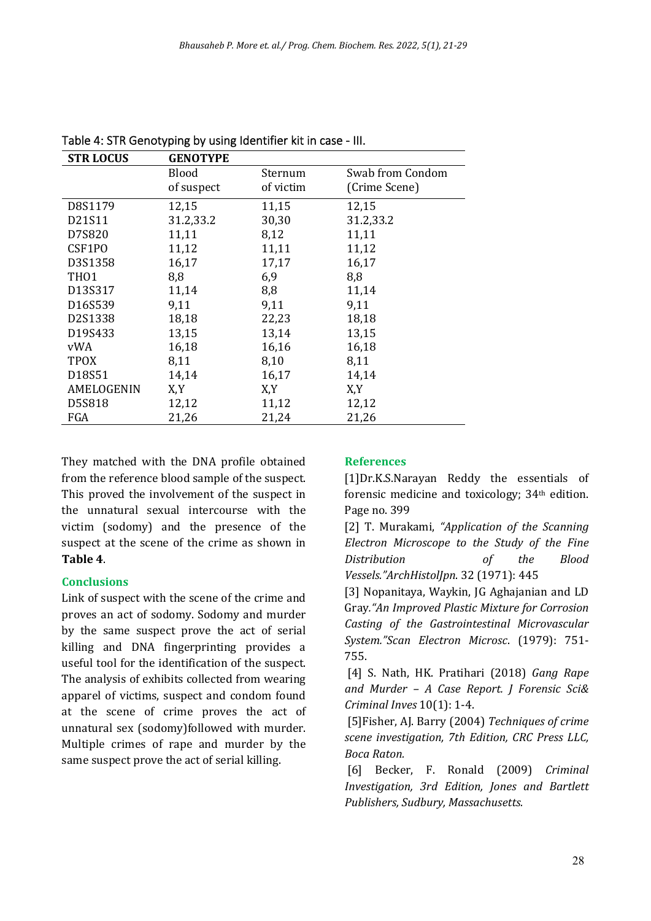Table 4: STR Genotyping by using Identifier kit in case - III.

| STR LOCUS | GENOTYPE | | |
|---|---|---|---|
| | Blood of suspect | Sternum of victim | Swab from Condom (Crime Scene) |
| D8S1179 | 12,15 | 11,15 | 12,15 |
| D21S11 | 31.2,33.2 | 30,30 | 31.2,33.2 |
| D7S820 | 11,11 | 8,12 | 11,11 |
| CSF1PO | 11,12 | 11,11 | 11,12 |
| D3S1358 | 16,17 | 17,17 | 16,17 |
| THO1 | 8,8 | 6,9 | 8,8 |
| D13S317 | 11,14 | 8,8 | 11,14 |
| D16S539 | 9,11 | 9,11 | 9,11 |
| D2S1338 | 18,18 | 22,23 | 18,18 |
| D19S433 | 13,15 | 13,14 | 13,15 |
| vWA | 16,18 | 16,16 | 16,18 |
| TPOX | 8,11 | 8,10 | 8,11 |
| D18S51 | 14,14 | 16,17 | 14,14 |
| AMELOGENIN | X,Y | X,Y | X,Y |
| D5S818 | 12,12 | 11,12 | 12,12 |
| FGA | 21,26 | 21,24 | 21,26 |

They matched with the DNA profile obtained from the reference blood sample of the suspect. This proved the involvement of the suspect in the unnatural sexual intercourse with the victim (sodomy) and the presence of the suspect at the scene of the crime as shown in **Table 4**.

## Conclusions

Link of suspect with the scene of the crime and proves an act of sodomy. Sodomy and murder by the same suspect prove the act of serial killing and DNA fingerprinting provides a useful tool for the identification of the suspect. The analysis of exhibits collected from wearing apparel of victims, suspect and condom found at the scene of crime proves the act of unnatural sex (sodomy)followed with murder. Multiple crimes of rape and murder by the same suspect prove the act of serial killing.

## References

[1]Dr.K.S.Narayan Reddy the essentials of forensic medicine and toxicology; 34th edition. Page no. 399

[2] T. Murakami, *"Application of the Scanning Electron Microscope to the Study of the Fine Distribution of the Blood Vessels."ArchHistolJpn*. 32 (1971): 445

[3] Nopanitaya, Waykin, JG Aghajanian and LD Gray.*"An Improved Plastic Mixture for Corrosion Casting of the Gastrointestinal Microvascular System."Scan Electron Microsc*. (1979): 751-755.

[4] S. Nath, HK. Pratihari (2018) *Gang Rape and Murder – A Case Report. J Forensic Sci& Criminal Inves* 10(1): 1-4.

[5]Fisher, AJ. Barry (2004) *Techniques of crime scene investigation, 7th Edition, CRC Press LLC, Boca Raton.*

[6] Becker, F. Ronald (2009) *Criminal Investigation, 3rd Edition, Jones and Bartlett Publishers, Sudbury, Massachusetts.*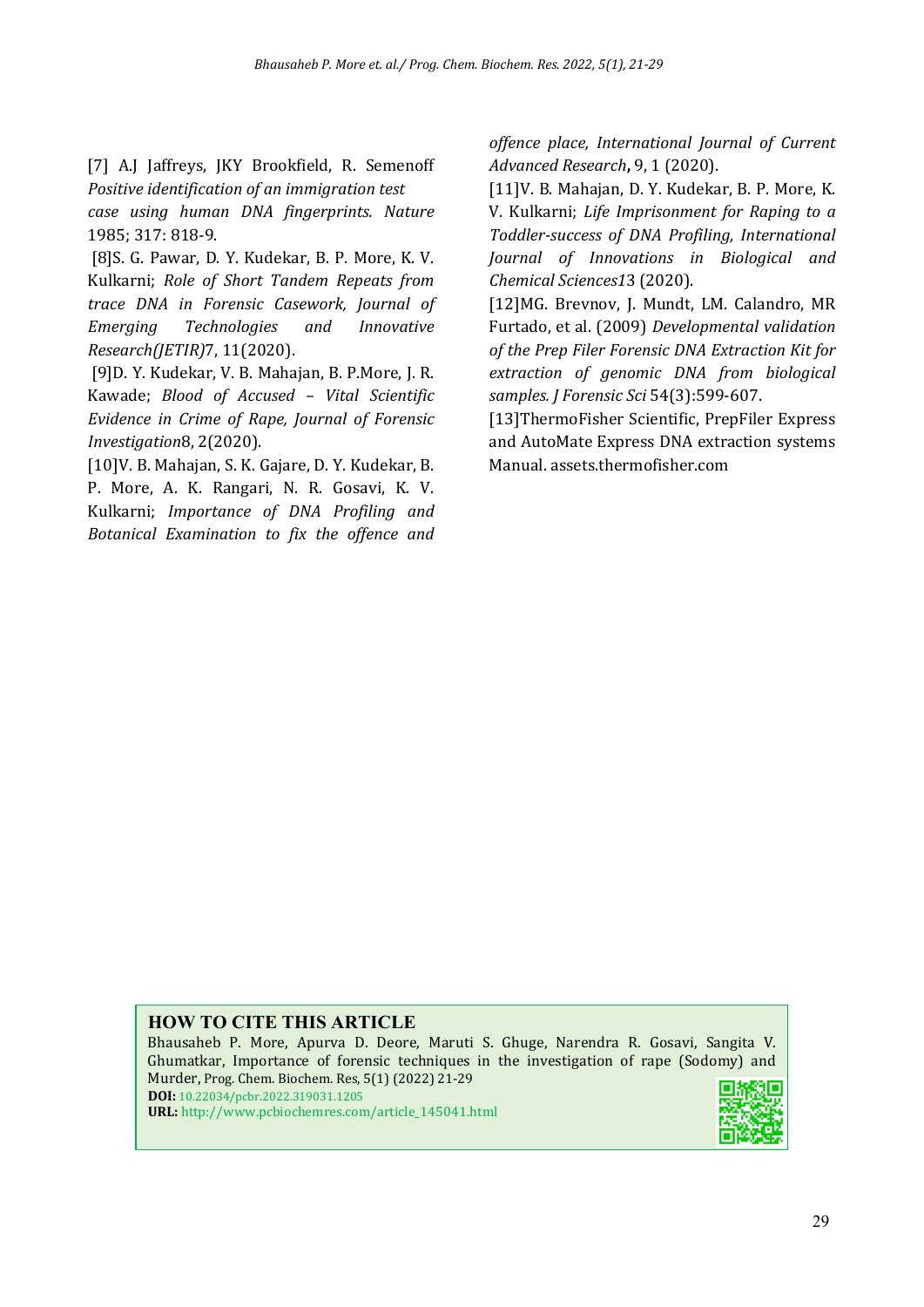[7] A.J Jaffreys, JKY Brookfield, R. Semenoff *Positive identification of an immigration test case using human DNA fingerprints. Nature* 1985; 317: 818-9.

[8]S. G. Pawar, D. Y. Kudekar, B. P. More, K. V. Kulkarni; *Role of Short Tandem Repeats from trace DNA in Forensic Casework, Journal of Emerging Technologies and Innovative Research(JETIR)*7, 11(2020).

[9]D. Y. Kudekar, V. B. Mahajan, B. P.More, J. R. Kawade; *Blood of Accused – Vital Scientific Evidence in Crime of Rape, Journal of Forensic Investigation*8, 2(2020).

[10]V. B. Mahajan, S. K. Gajare, D. Y. Kudekar, B. P. More, A. K. Rangari, N. R. Gosavi, K. V. Kulkarni; *Importance of DNA Profiling and Botanical Examination to fix the offence and offence place, International Journal of Current Advanced Research*, 9, 1 (2020).

[11]V. B. Mahajan, D. Y. Kudekar, B. P. More, K. V. Kulkarni; *Life Imprisonment for Raping to a Toddler-success of DNA Profiling, International Journal of Innovations in Biological and Chemical Sciences1*3 (2020).

[12]MG. Brevnov, J. Mundt, LM. Calandro, MR Furtado, et al. (2009) *Developmental validation of the Prep Filer Forensic DNA Extraction Kit for extraction of genomic DNA from biological samples. J Forensic Sci* 54(3):599-607.

[13]ThermoFisher Scientific, PrepFiler Express and AutoMate Express DNA extraction systems Manual. assets.thermofisher.com

**HOW TO CITE THIS ARTICLE**

Bhausaheb P. More, Apurva D. Deore, Maruti S. Ghuge, Narendra R. Gosavi, Sangita V. Ghumatkar, Importance of forensic techniques in the investigation of rape (Sodomy) and Murder, Prog. Chem. Biochem. Res, 5(1) (2022) 21-29

**DOI:** 10.22034/pcbr.2022.319031.1205

**URL:** http://www.pcbiochemres.com/article_145041.html